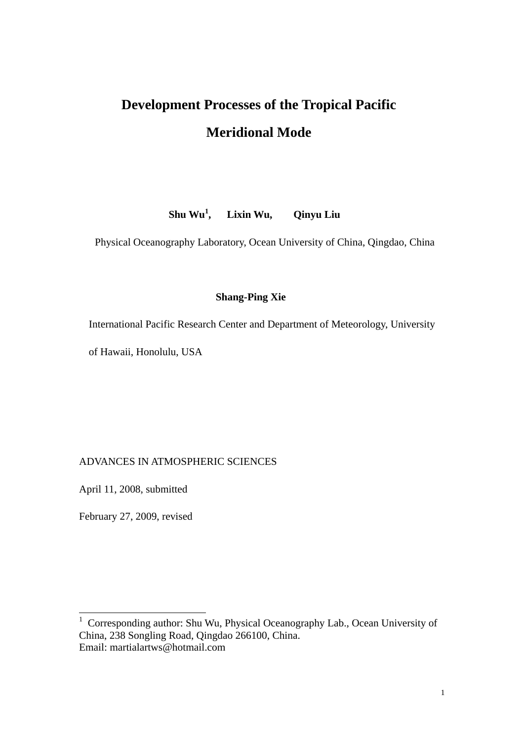# Development Processes of the Tropical Pacific Meridional Mode

**Shu Wu[1], Lixin Wu, Qinyu Liu**

Physical Oceanography Laboratory, Ocean University of China, Qingdao, China

**Shang-Ping Xie**

International Pacific Research Center and Department of Meteorology, University of Hawaii, Honolulu, USA

ADVANCES IN ATMOSPHERIC SCIENCES

April 11, 2008, submitted

February 27, 2009, revised

---

[1] Corresponding author: Shu Wu, Physical Oceanography Lab., Ocean University of China, 238 Songling Road, Qingdao 266100, China.
Email: martialartws@hotmail.com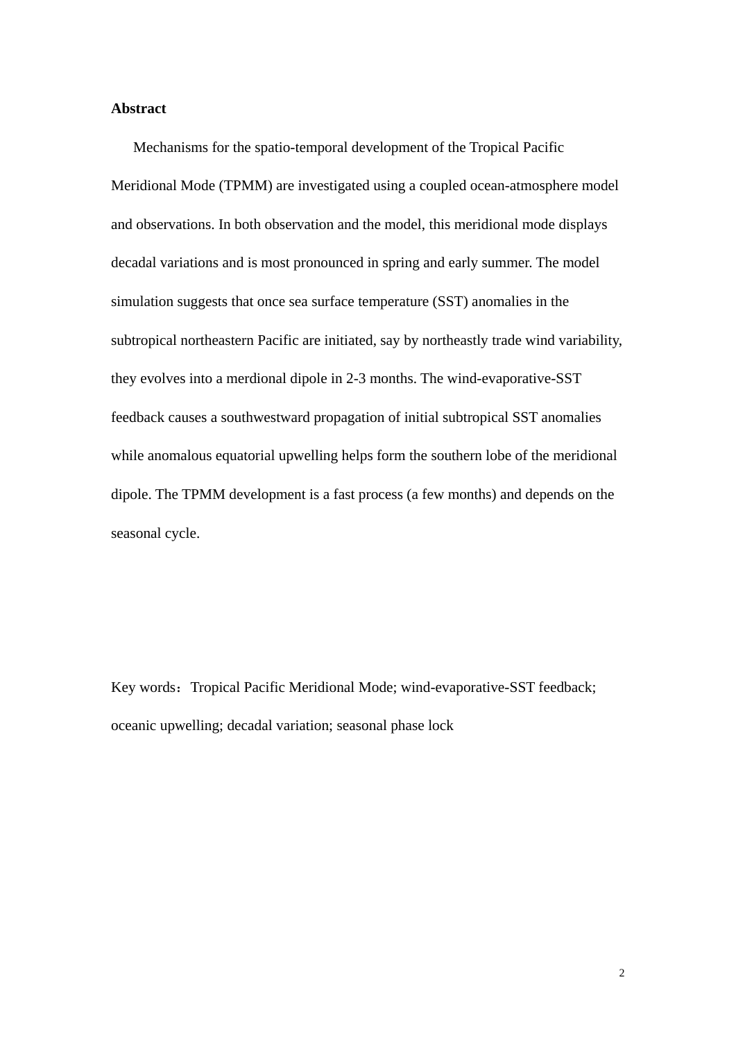**Abstract**

Mechanisms for the spatio-temporal development of the Tropical Pacific Meridional Mode (TPMM) are investigated using a coupled ocean-atmosphere model and observations. In both observation and the model, this meridional mode displays decadal variations and is most pronounced in spring and early summer. The model simulation suggests that once sea surface temperature (SST) anomalies in the subtropical northeastern Pacific are initiated, say by northeastly trade wind variability, they evolves into a merdional dipole in 2-3 months. The wind-evaporative-SST feedback causes a southwestward propagation of initial subtropical SST anomalies while anomalous equatorial upwelling helps form the southern lobe of the meridional dipole. The TPMM development is a fast process (a few months) and depends on the seasonal cycle.

Key words：Tropical Pacific Meridional Mode; wind-evaporative-SST feedback; oceanic upwelling; decadal variation; seasonal phase lock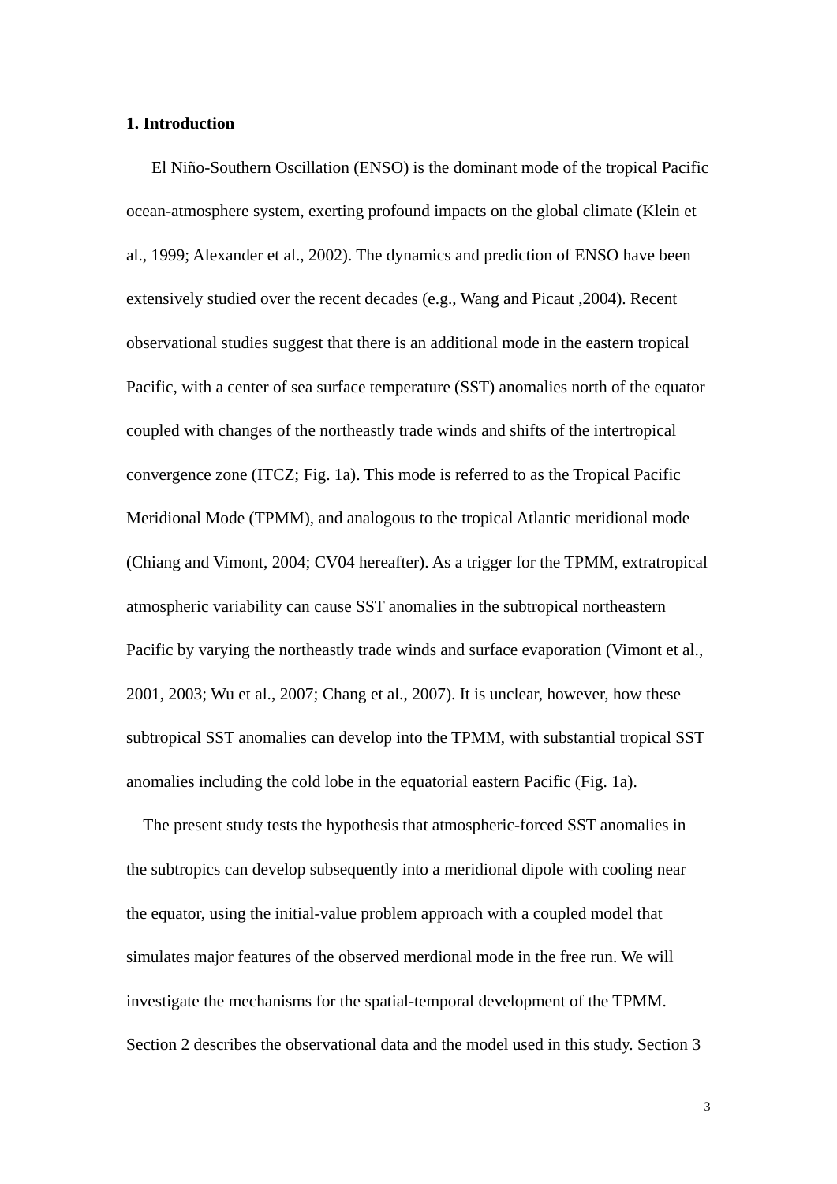## 1. Introduction

El Niño-Southern Oscillation (ENSO) is the dominant mode of the tropical Pacific ocean-atmosphere system, exerting profound impacts on the global climate (Klein et al., 1999; Alexander et al., 2002). The dynamics and prediction of ENSO have been extensively studied over the recent decades (e.g., Wang and Picaut ,2004). Recent observational studies suggest that there is an additional mode in the eastern tropical Pacific, with a center of sea surface temperature (SST) anomalies north of the equator coupled with changes of the northeastly trade winds and shifts of the intertropical convergence zone (ITCZ; Fig. 1a). This mode is referred to as the Tropical Pacific Meridional Mode (TPMM), and analogous to the tropical Atlantic meridional mode (Chiang and Vimont, 2004; CV04 hereafter). As a trigger for the TPMM, extratropical atmospheric variability can cause SST anomalies in the subtropical northeastern Pacific by varying the northeastly trade winds and surface evaporation (Vimont et al., 2001, 2003; Wu et al., 2007; Chang et al., 2007). It is unclear, however, how these subtropical SST anomalies can develop into the TPMM, with substantial tropical SST anomalies including the cold lobe in the equatorial eastern Pacific (Fig. 1a).

The present study tests the hypothesis that atmospheric-forced SST anomalies in the subtropics can develop subsequently into a meridional dipole with cooling near the equator, using the initial-value problem approach with a coupled model that simulates major features of the observed merdional mode in the free run. We will investigate the mechanisms for the spatial-temporal development of the TPMM. Section 2 describes the observational data and the model used in this study. Section 3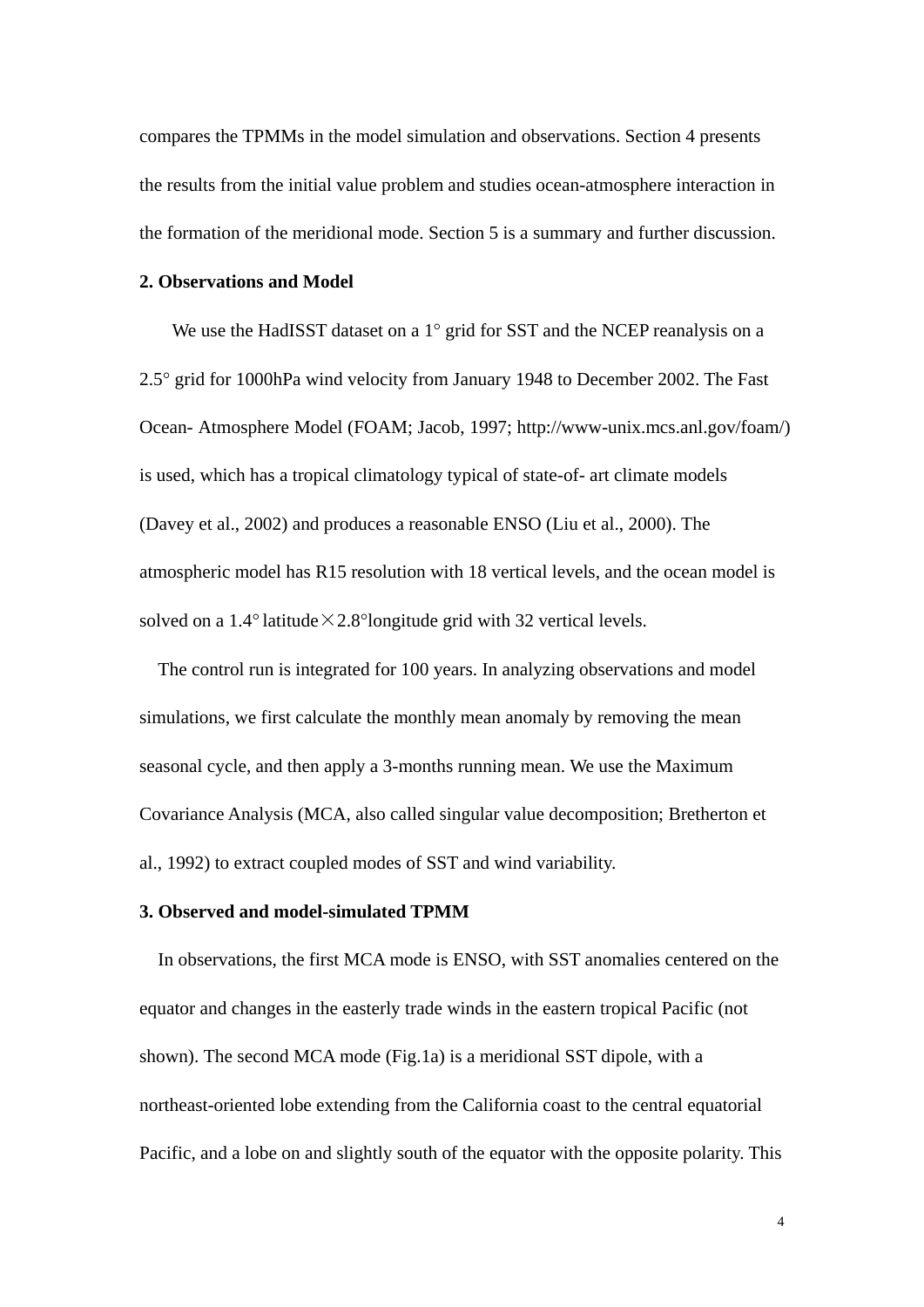compares the TPMMs in the model simulation and observations. Section 4 presents the results from the initial value problem and studies ocean-atmosphere interaction in the formation of the meridional mode. Section 5 is a summary and further discussion.

## 2. Observations and Model

We use the HadISST dataset on a 1° grid for SST and the NCEP reanalysis on a 2.5° grid for 1000hPa wind velocity from January 1948 to December 2002. The Fast Ocean- Atmosphere Model (FOAM; Jacob, 1997; http://www-unix.mcs.anl.gov/foam/) is used, which has a tropical climatology typical of state-of- art climate models (Davey et al., 2002) and produces a reasonable ENSO (Liu et al., 2000). The atmospheric model has R15 resolution with 18 vertical levels, and the ocean model is solved on a 1.4° latitude×2.8°longitude grid with 32 vertical levels.

The control run is integrated for 100 years. In analyzing observations and model simulations, we first calculate the monthly mean anomaly by removing the mean seasonal cycle, and then apply a 3-months running mean. We use the Maximum Covariance Analysis (MCA, also called singular value decomposition; Bretherton et al., 1992) to extract coupled modes of SST and wind variability.

## 3. Observed and model-simulated TPMM

In observations, the first MCA mode is ENSO, with SST anomalies centered on the equator and changes in the easterly trade winds in the eastern tropical Pacific (not shown). The second MCA mode (Fig.1a) is a meridional SST dipole, with a northeast-oriented lobe extending from the California coast to the central equatorial Pacific, and a lobe on and slightly south of the equator with the opposite polarity. This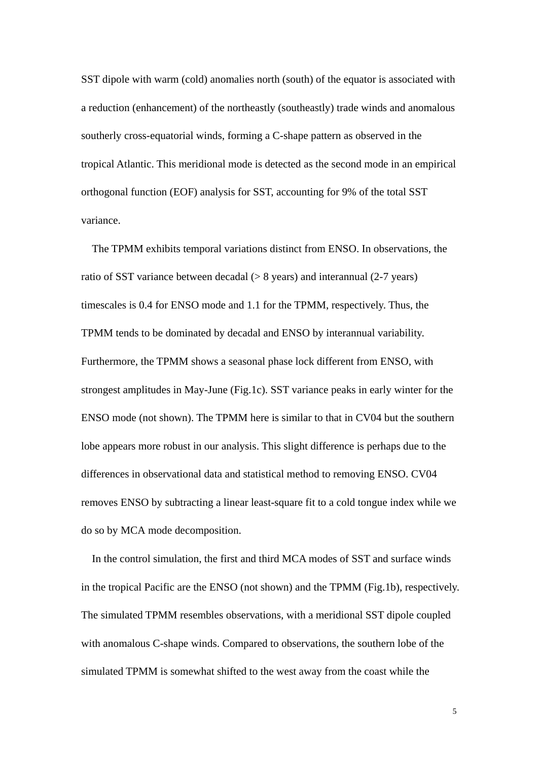SST dipole with warm (cold) anomalies north (south) of the equator is associated with a reduction (enhancement) of the northeastly (southeastly) trade winds and anomalous southerly cross-equatorial winds, forming a C-shape pattern as observed in the tropical Atlantic. This meridional mode is detected as the second mode in an empirical orthogonal function (EOF) analysis for SST, accounting for 9% of the total SST variance.

The TPMM exhibits temporal variations distinct from ENSO. In observations, the ratio of SST variance between decadal (> 8 years) and interannual (2-7 years) timescales is 0.4 for ENSO mode and 1.1 for the TPMM, respectively. Thus, the TPMM tends to be dominated by decadal and ENSO by interannual variability. Furthermore, the TPMM shows a seasonal phase lock different from ENSO, with strongest amplitudes in May-June (Fig.1c). SST variance peaks in early winter for the ENSO mode (not shown). The TPMM here is similar to that in CV04 but the southern lobe appears more robust in our analysis. This slight difference is perhaps due to the differences in observational data and statistical method to removing ENSO. CV04 removes ENSO by subtracting a linear least-square fit to a cold tongue index while we do so by MCA mode decomposition.

In the control simulation, the first and third MCA modes of SST and surface winds in the tropical Pacific are the ENSO (not shown) and the TPMM (Fig.1b), respectively. The simulated TPMM resembles observations, with a meridional SST dipole coupled with anomalous C-shape winds. Compared to observations, the southern lobe of the simulated TPMM is somewhat shifted to the west away from the coast while the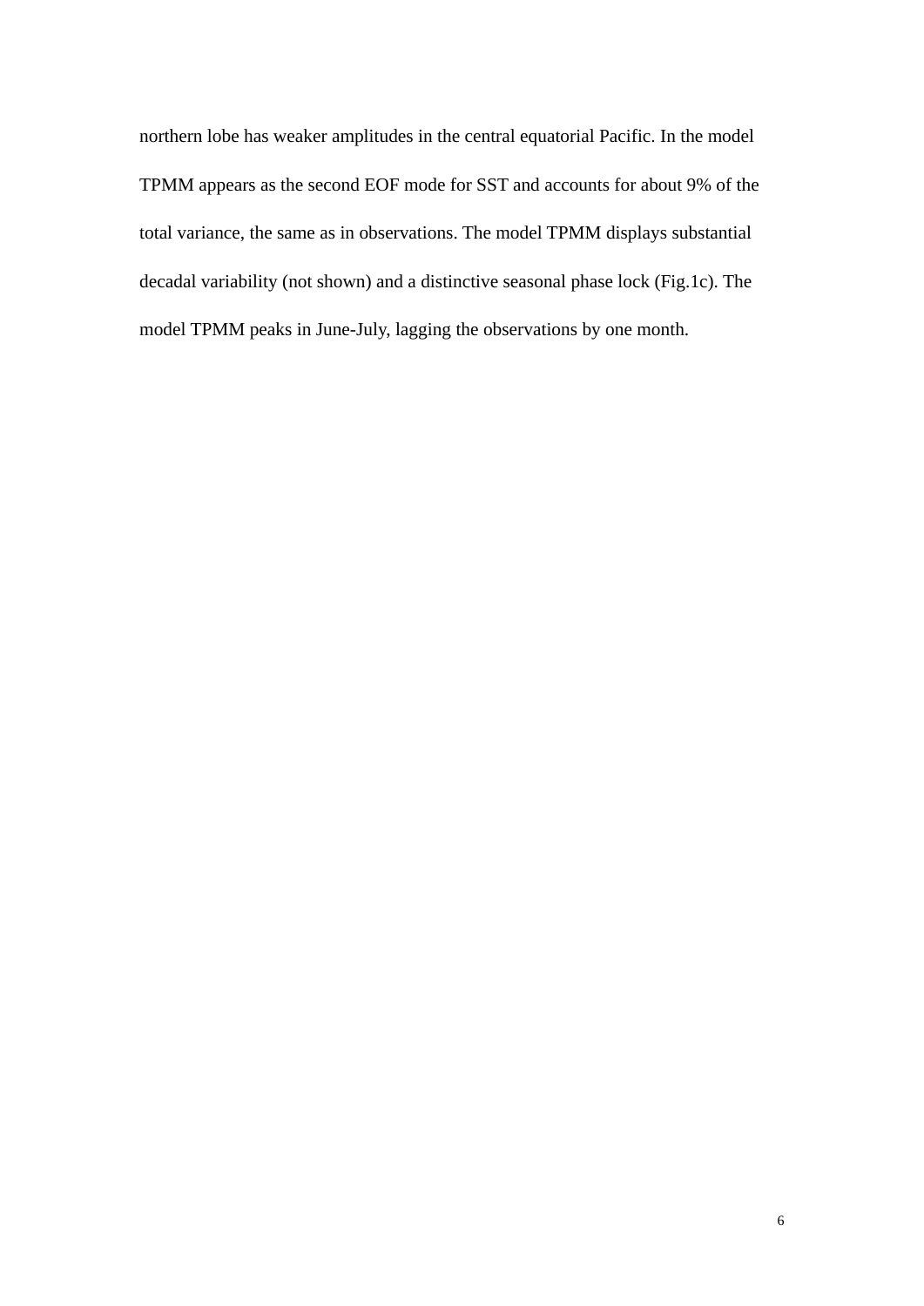northern lobe has weaker amplitudes in the central equatorial Pacific. In the model TPMM appears as the second EOF mode for SST and accounts for about 9% of the total variance, the same as in observations. The model TPMM displays substantial decadal variability (not shown) and a distinctive seasonal phase lock (Fig.1c). The model TPMM peaks in June-July, lagging the observations by one month.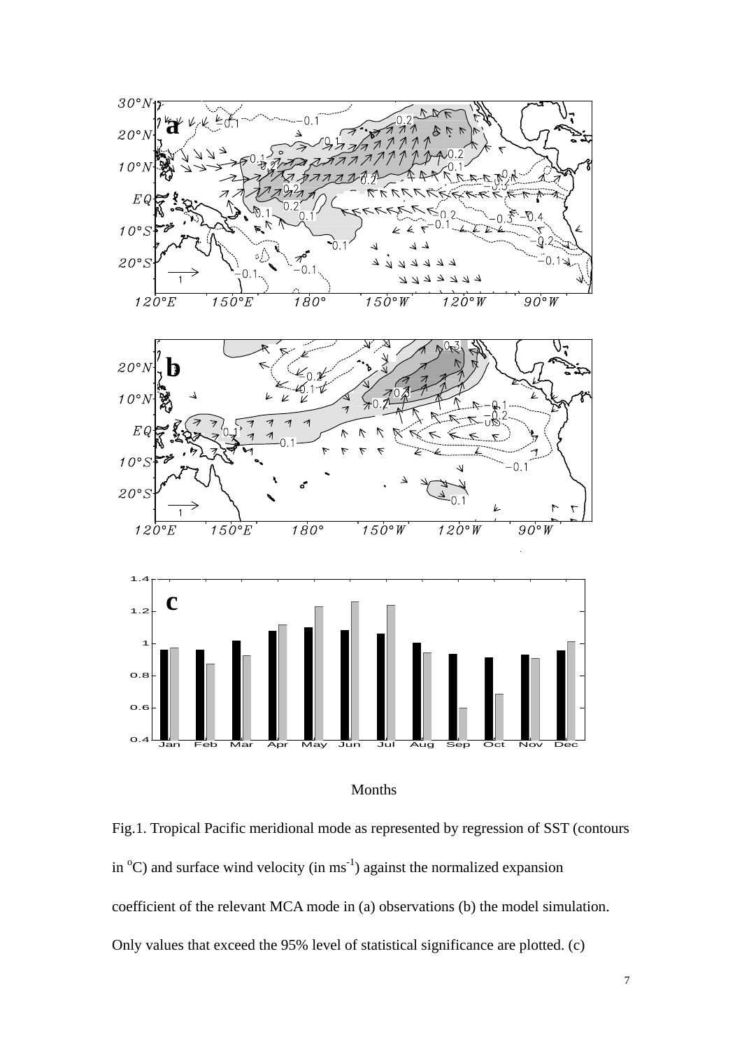Months

Fig.1. Tropical Pacific meridional mode as represented by regression of SST (contours in $^{o}$C) and surface wind velocity (in ms$^{-1}$) against the normalized expansion coefficient of the relevant MCA mode in (a) observations (b) the model simulation. Only values that exceed the 95% level of statistical significance are plotted. (c)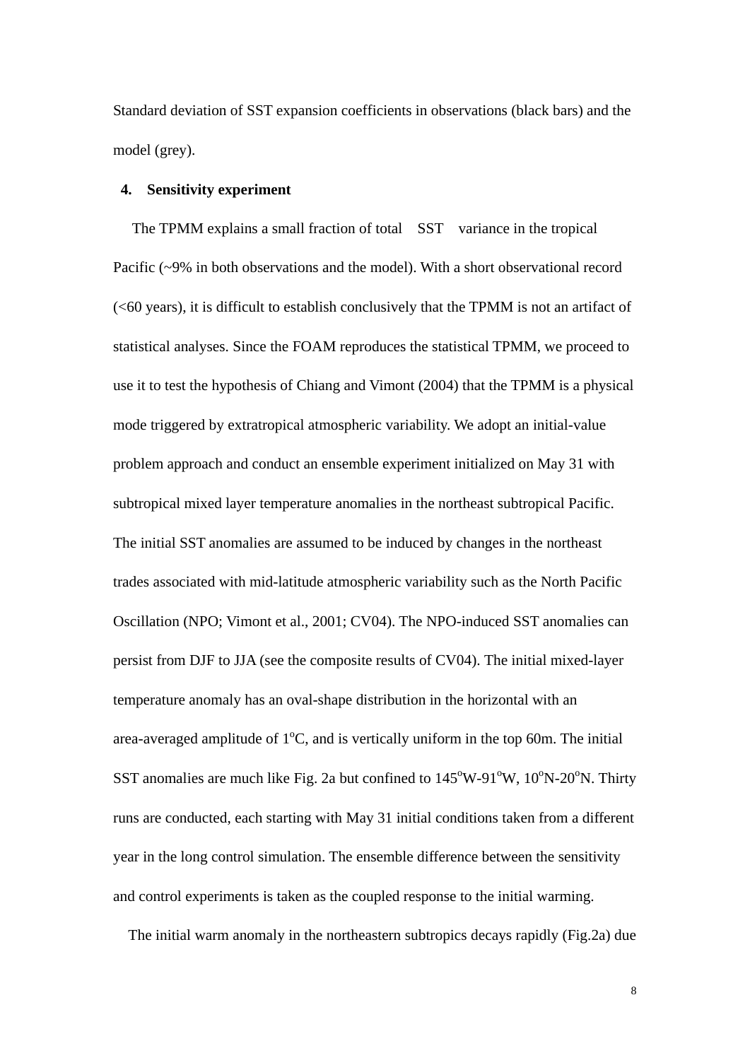Standard deviation of SST expansion coefficients in observations (black bars) and the model (grey).

## 4. Sensitivity experiment

The TPMM explains a small fraction of total SST variance in the tropical Pacific (~9% in both observations and the model). With a short observational record (<60 years), it is difficult to establish conclusively that the TPMM is not an artifact of statistical analyses. Since the FOAM reproduces the statistical TPMM, we proceed to use it to test the hypothesis of Chiang and Vimont (2004) that the TPMM is a physical mode triggered by extratropical atmospheric variability. We adopt an initial-value problem approach and conduct an ensemble experiment initialized on May 31 with subtropical mixed layer temperature anomalies in the northeast subtropical Pacific. The initial SST anomalies are assumed to be induced by changes in the northeast trades associated with mid-latitude atmospheric variability such as the North Pacific Oscillation (NPO; Vimont et al., 2001; CV04). The NPO-induced SST anomalies can persist from DJF to JJA (see the composite results of CV04). The initial mixed-layer temperature anomaly has an oval-shape distribution in the horizontal with an area-averaged amplitude of $1^{o}$C, and is vertically uniform in the top 60m. The initial SST anomalies are much like Fig. 2a but confined to $145^{o}$W-$91^{o}$W, $10^{o}$N-$20^{o}$N. Thirty runs are conducted, each starting with May 31 initial conditions taken from a different year in the long control simulation. The ensemble difference between the sensitivity and control experiments is taken as the coupled response to the initial warming.

The initial warm anomaly in the northeastern subtropics decays rapidly (Fig.2a) due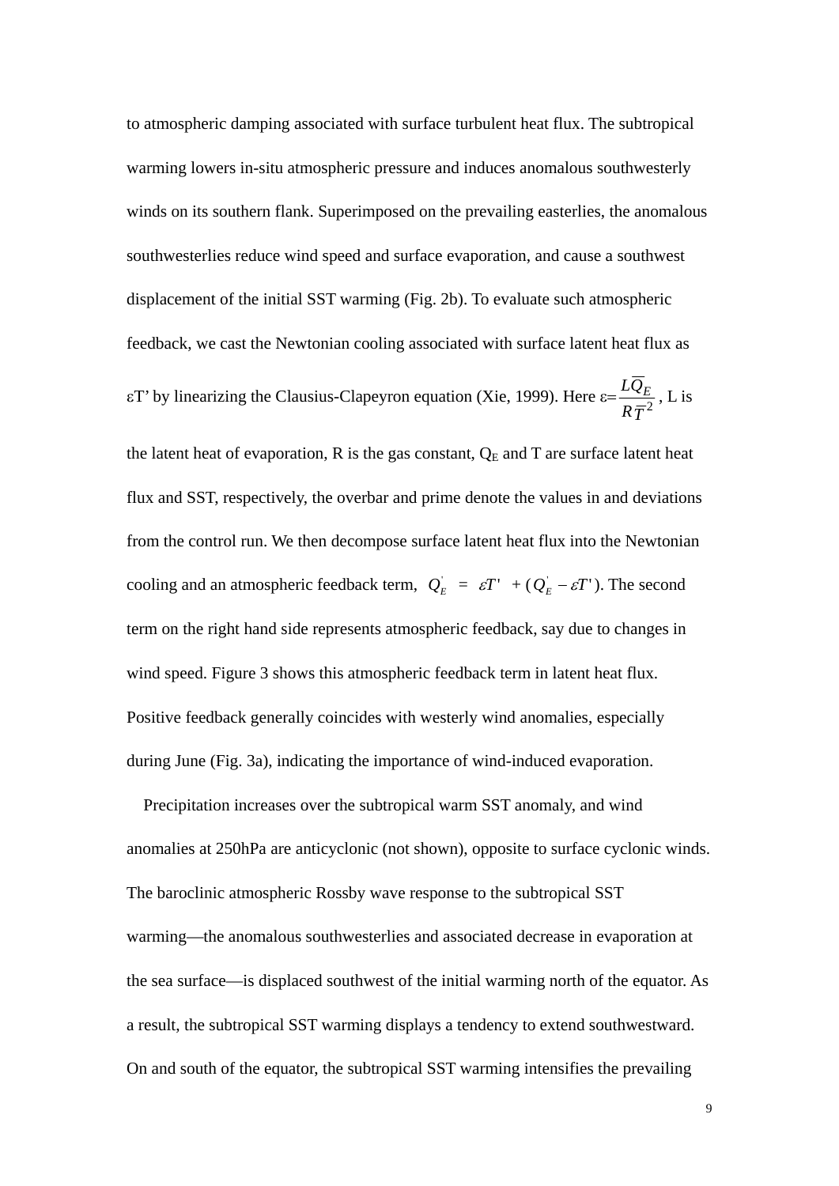to atmospheric damping associated with surface turbulent heat flux. The subtropical warming lowers in-situ atmospheric pressure and induces anomalous southwesterly winds on its southern flank. Superimposed on the prevailing easterlies, the anomalous southwesterlies reduce wind speed and surface evaporation, and cause a southwest displacement of the initial SST warming (Fig. 2b). To evaluate such atmospheric feedback, we cast the Newtonian cooling associated with surface latent heat flux as $\varepsilon T'$ by linearizing the Clausius-Clapeyron equation (Xie, 1999). Here $\varepsilon = \frac{L\overline{Q}_E}{R\overline{T}^2}$, L is the latent heat of evaporation, R is the gas constant, $Q_E$ and T are surface latent heat flux and SST, respectively, the overbar and prime denote the values in and deviations from the control run. We then decompose surface latent heat flux into the Newtonian cooling and an atmospheric feedback term, $Q_E' = \varepsilon T' + (Q_E' - \varepsilon T')$. The second term on the right hand side represents atmospheric feedback, say due to changes in wind speed. Figure 3 shows this atmospheric feedback term in latent heat flux. Positive feedback generally coincides with westerly wind anomalies, especially during June (Fig. 3a), indicating the importance of wind-induced evaporation.

Precipitation increases over the subtropical warm SST anomaly, and wind anomalies at 250hPa are anticyclonic (not shown), opposite to surface cyclonic winds. The baroclinic atmospheric Rossby wave response to the subtropical SST warming—the anomalous southwesterlies and associated decrease in evaporation at the sea surface—is displaced southwest of the initial warming north of the equator. As a result, the subtropical SST warming displays a tendency to extend southwestward. On and south of the equator, the subtropical SST warming intensifies the prevailing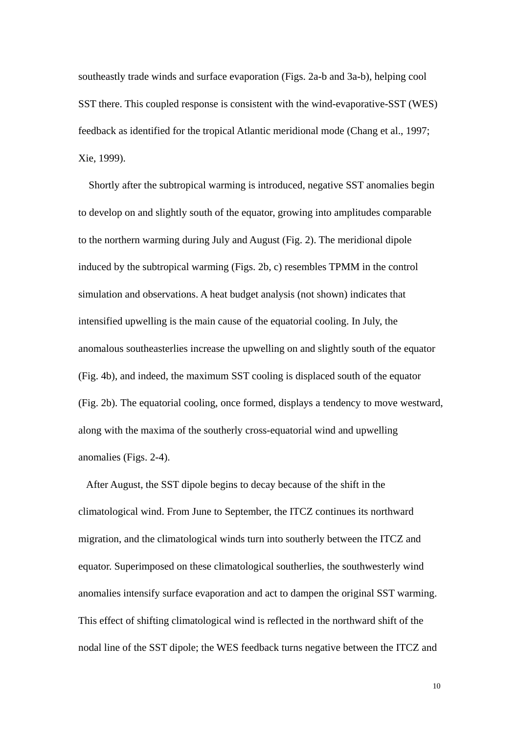southeastly trade winds and surface evaporation (Figs. 2a-b and 3a-b), helping cool SST there. This coupled response is consistent with the wind-evaporative-SST (WES) feedback as identified for the tropical Atlantic meridional mode (Chang et al., 1997; Xie, 1999).

Shortly after the subtropical warming is introduced, negative SST anomalies begin to develop on and slightly south of the equator, growing into amplitudes comparable to the northern warming during July and August (Fig. 2). The meridional dipole induced by the subtropical warming (Figs. 2b, c) resembles TPMM in the control simulation and observations. A heat budget analysis (not shown) indicates that intensified upwelling is the main cause of the equatorial cooling. In July, the anomalous southeasterlies increase the upwelling on and slightly south of the equator (Fig. 4b), and indeed, the maximum SST cooling is displaced south of the equator (Fig. 2b). The equatorial cooling, once formed, displays a tendency to move westward, along with the maxima of the southerly cross-equatorial wind and upwelling anomalies (Figs. 2-4).

After August, the SST dipole begins to decay because of the shift in the climatological wind. From June to September, the ITCZ continues its northward migration, and the climatological winds turn into southerly between the ITCZ and equator. Superimposed on these climatological southerlies, the southwesterly wind anomalies intensify surface evaporation and act to dampen the original SST warming. This effect of shifting climatological wind is reflected in the northward shift of the nodal line of the SST dipole; the WES feedback turns negative between the ITCZ and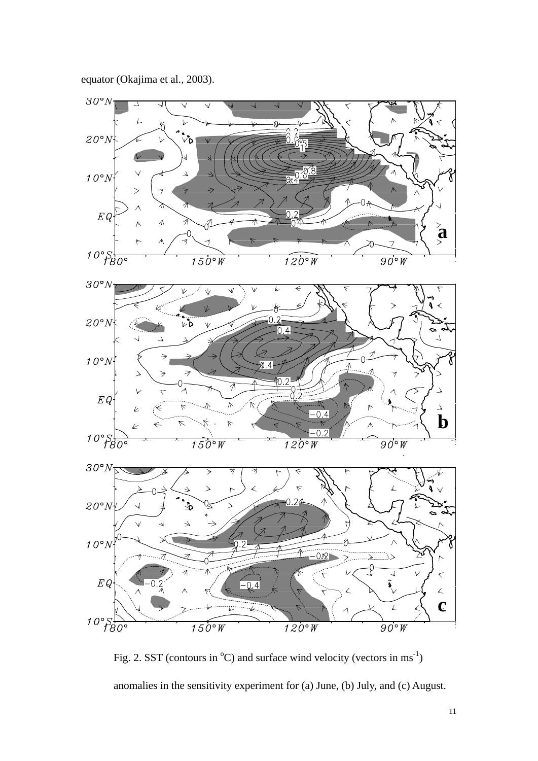equator (Okajima et al., 2003).

Fig. 2. SST (contours in $^{o}$C) and surface wind velocity (vectors in $ms^{-1}$) anomalies in the sensitivity experiment for (a) June, (b) July, and (c) August.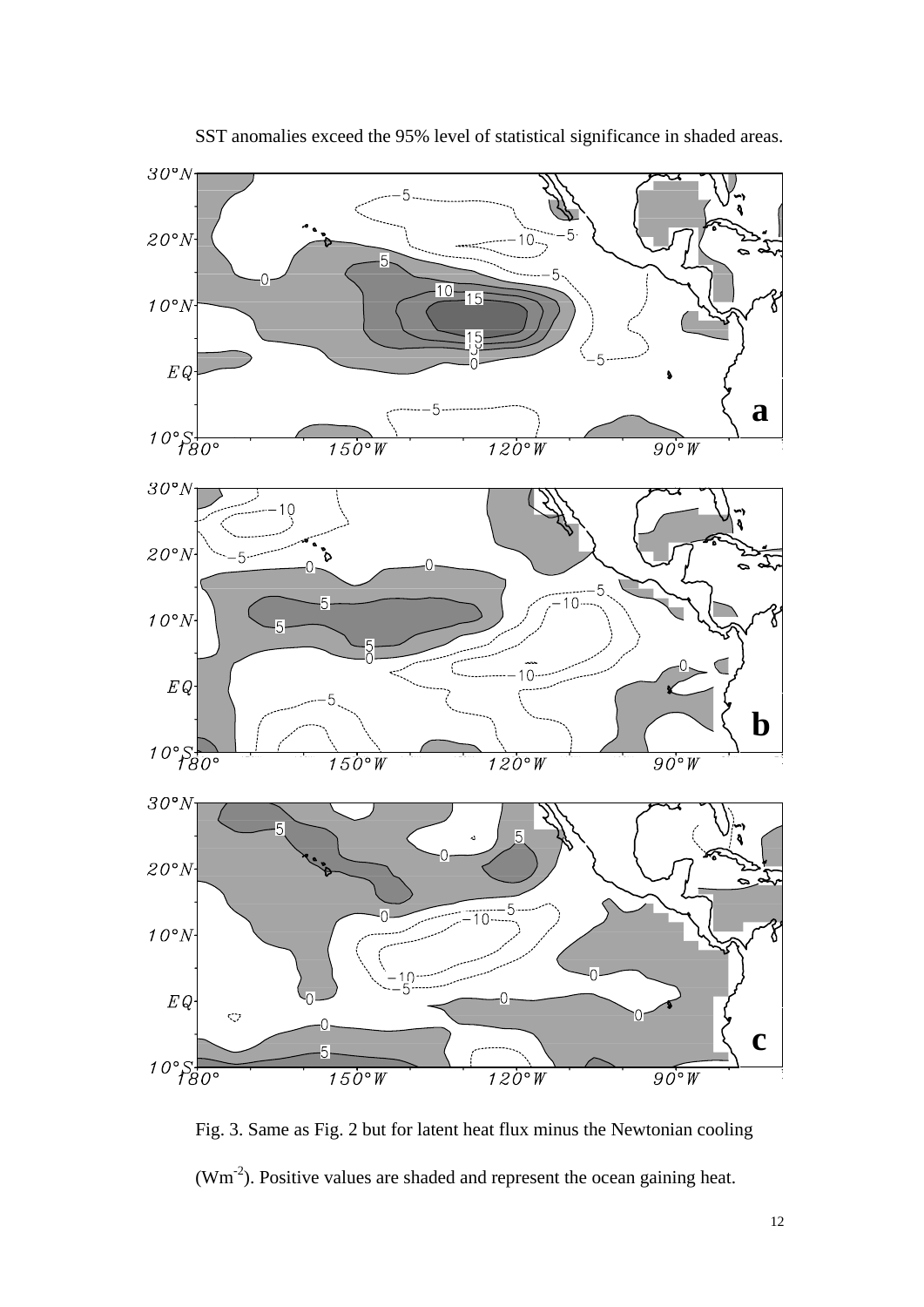SST anomalies exceed the 95% level of statistical significance in shaded areas.

Fig. 3. Same as Fig. 2 but for latent heat flux minus the Newtonian cooling ($Wm^{-2}$). Positive values are shaded and represent the ocean gaining heat.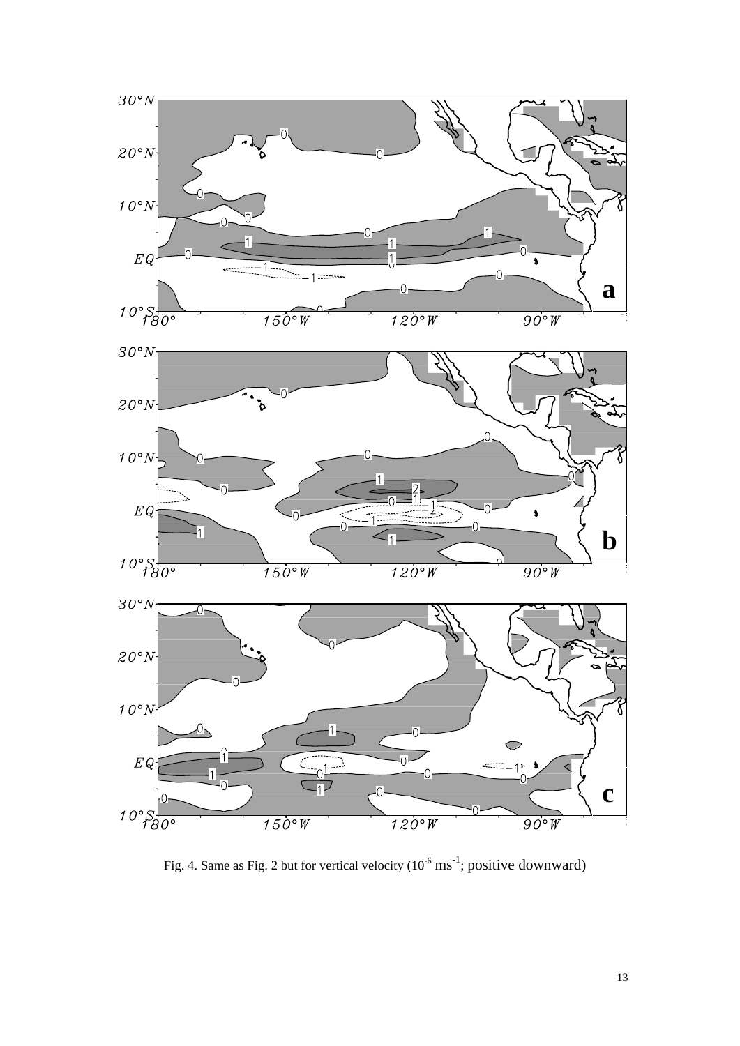Fig. 4. Same as Fig. 2 but for vertical velocity ($10^{-6}$ ms$^{-1}$; positive downward)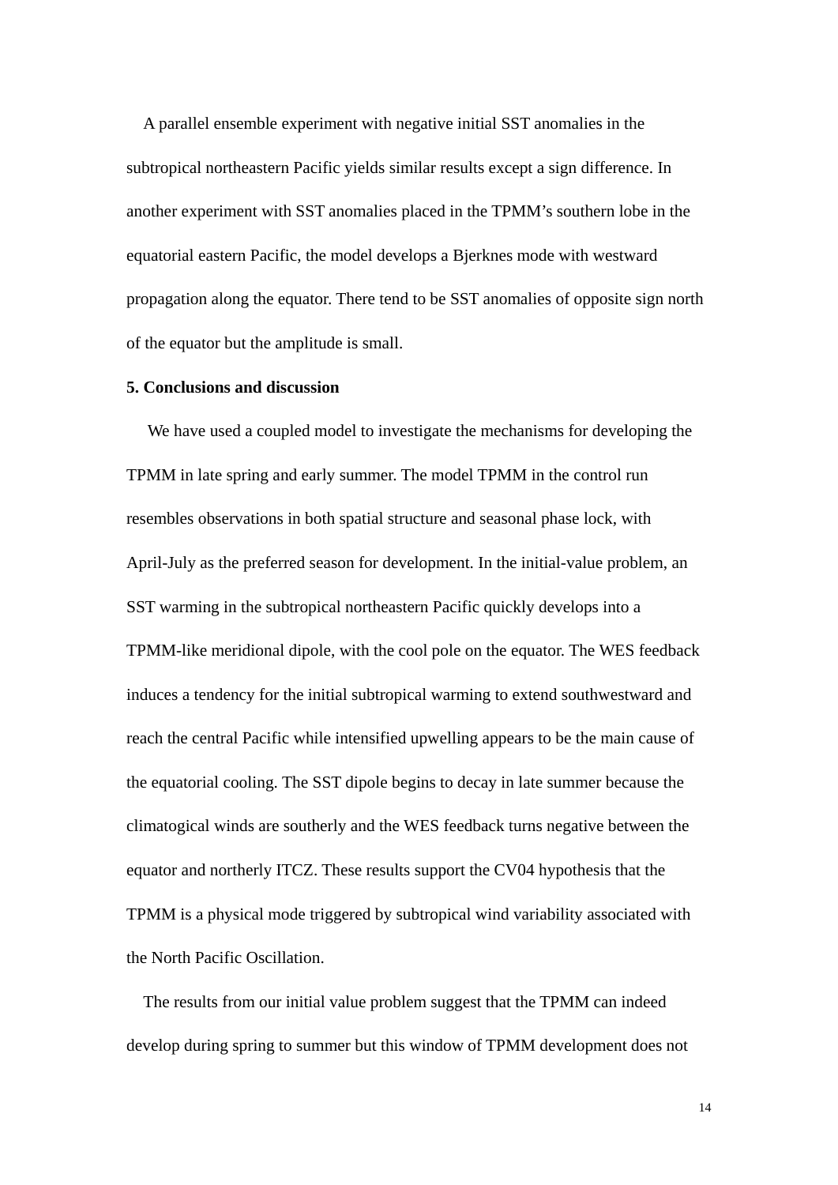A parallel ensemble experiment with negative initial SST anomalies in the subtropical northeastern Pacific yields similar results except a sign difference. In another experiment with SST anomalies placed in the TPMM's southern lobe in the equatorial eastern Pacific, the model develops a Bjerknes mode with westward propagation along the equator. There tend to be SST anomalies of opposite sign north of the equator but the amplitude is small.

## 5. Conclusions and discussion

We have used a coupled model to investigate the mechanisms for developing the TPMM in late spring and early summer. The model TPMM in the control run resembles observations in both spatial structure and seasonal phase lock, with April-July as the preferred season for development. In the initial-value problem, an SST warming in the subtropical northeastern Pacific quickly develops into a TPMM-like meridional dipole, with the cool pole on the equator. The WES feedback induces a tendency for the initial subtropical warming to extend southwestward and reach the central Pacific while intensified upwelling appears to be the main cause of the equatorial cooling. The SST dipole begins to decay in late summer because the climatological winds are southerly and the WES feedback turns negative between the equator and northerly ITCZ. These results support the CV04 hypothesis that the TPMM is a physical mode triggered by subtropical wind variability associated with the North Pacific Oscillation.

The results from our initial value problem suggest that the TPMM can indeed develop during spring to summer but this window of TPMM development does not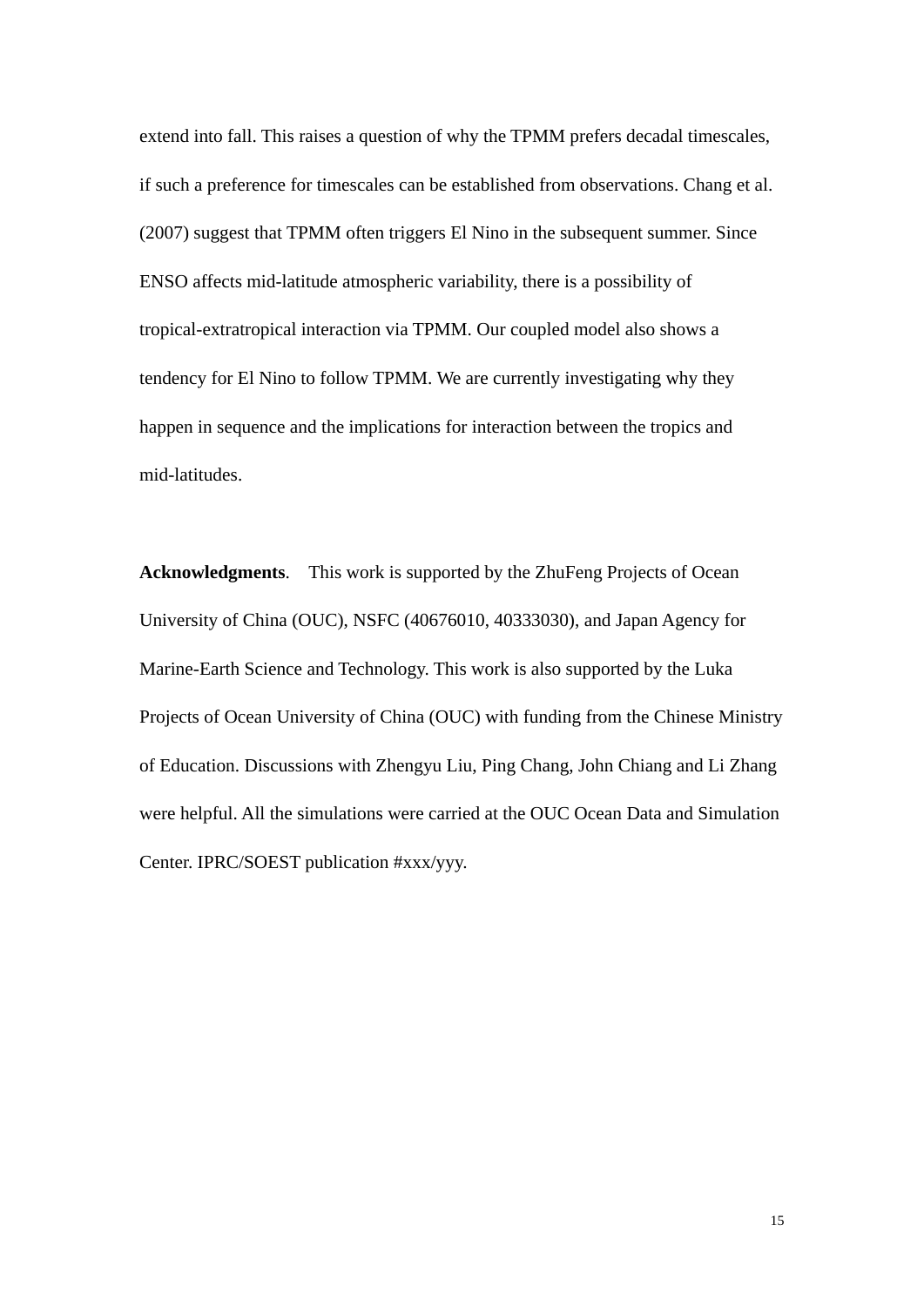extend into fall. This raises a question of why the TPMM prefers decadal timescales, if such a preference for timescales can be established from observations. Chang et al. (2007) suggest that TPMM often triggers El Nino in the subsequent summer. Since ENSO affects mid-latitude atmospheric variability, there is a possibility of tropical-extratropical interaction via TPMM. Our coupled model also shows a tendency for El Nino to follow TPMM. We are currently investigating why they happen in sequence and the implications for interaction between the tropics and mid-latitudes.

**Acknowledgments**. This work is supported by the ZhuFeng Projects of Ocean University of China (OUC), NSFC (40676010, 40333030), and Japan Agency for Marine-Earth Science and Technology. This work is also supported by the Luka Projects of Ocean University of China (OUC) with funding from the Chinese Ministry of Education. Discussions with Zhengyu Liu, Ping Chang, John Chiang and Li Zhang were helpful. All the simulations were carried at the OUC Ocean Data and Simulation Center. IPRC/SOEST publication #xxx/yyy.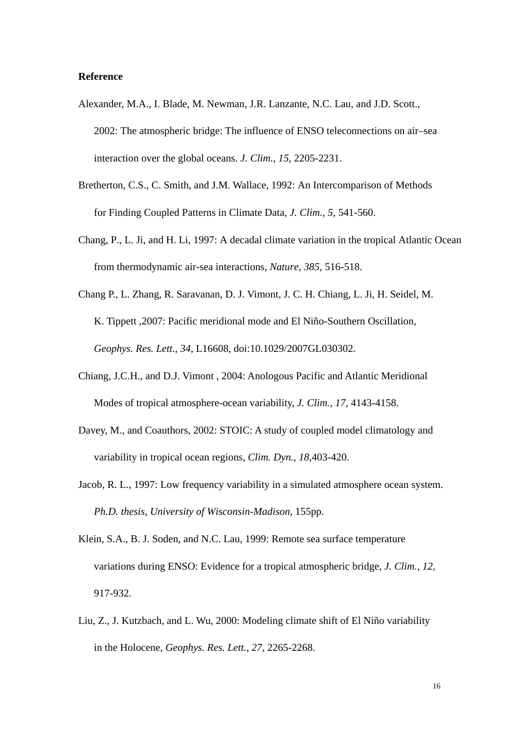**Reference**

Alexander, M.A., I. Blade, M. Newman, J.R. Lanzante, N.C. Lau, and J.D. Scott., 2002: The atmospheric bridge: The influence of ENSO teleconnections on air–sea interaction over the global oceans. *J. Clim., 15*, 2205-2231.

Bretherton, C.S., C. Smith, and J.M. Wallace, 1992: An Intercomparison of Methods for Finding Coupled Patterns in Climate Data, *J. Clim., 5,* 541-560.

Chang, P., L. Ji, and H. Li, 1997: A decadal climate variation in the tropical Atlantic Ocean from thermodynamic air-sea interactions, *Nature, 385,* 516-518.

Chang P., L. Zhang, R. Saravanan, D. J. Vimont, J. C. H. Chiang, L. Ji, H. Seidel, M. K. Tippett ,2007: Pacific meridional mode and El Niño-Southern Oscillation, *Geophys. Res. Lett*., *34,* L16608, doi:10.1029/2007GL030302.

Chiang, J.C.H., and D.J. Vimont , 2004: Anologous Pacific and Atlantic Meridional Modes of tropical atmosphere-ocean variability, *J. Clim., 17,* 4143-4158.

Davey, M., and Coauthors, 2002: STOIC: A study of coupled model climatology and variability in tropical ocean regions, *Clim. Dyn., 18*,403-420.

Jacob, R. L., 1997: Low frequency variability in a simulated atmosphere ocean system. *Ph.D. thesis, University of Wisconsin-Madison*, 155pp.

Klein, S.A., B. J. Soden, and N.C. Lau, 1999: Remote sea surface temperature variations during ENSO: Evidence for a tropical atmospheric bridge, *J. Clim., 12,* 917-932.

Liu, Z., J. Kutzbach, and L. Wu, 2000: Modeling climate shift of El Niño variability in the Holocene, *Geophys. Res. Lett., 27,* 2265-2268.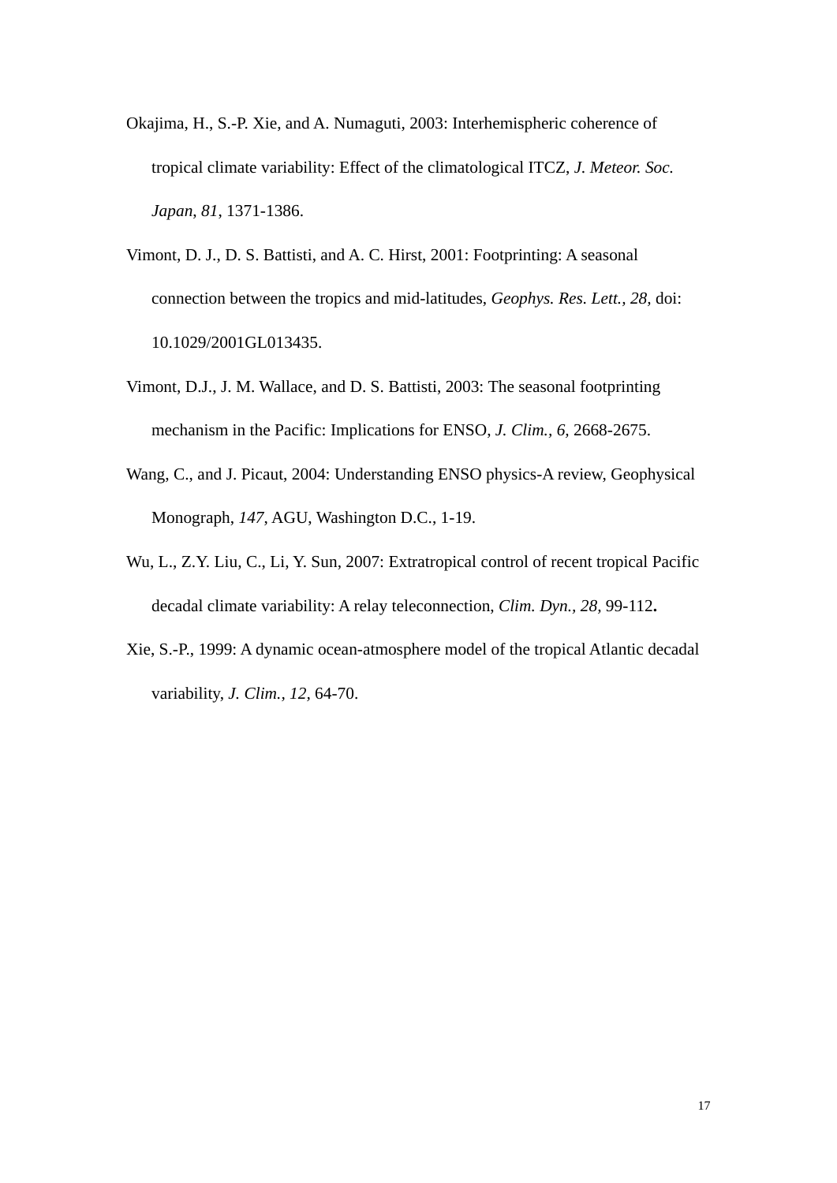Okajima, H., S.-P. Xie, and A. Numaguti, 2003: Interhemispheric coherence of tropical climate variability: Effect of the climatological ITCZ, *J. Meteor. Soc. Japan*, *81*, 1371-1386.

Vimont, D. J., D. S. Battisti, and A. C. Hirst, 2001: Footprinting: A seasonal connection between the tropics and mid-latitudes, *Geophys. Res. Lett.*, *28*, doi: 10.1029/2001GL013435.

Vimont, D.J., J. M. Wallace, and D. S. Battisti, 2003: The seasonal footprinting mechanism in the Pacific: Implications for ENSO, *J. Clim.*, *6*, 2668-2675.

Wang, C., and J. Picaut, 2004: Understanding ENSO physics-A review, Geophysical Monograph, *147*, AGU, Washington D.C., 1-19.

Wu, L., Z.Y. Liu, C., Li, Y. Sun, 2007: Extratropical control of recent tropical Pacific decadal climate variability: A relay teleconnection, *Clim. Dyn.*, *28*, 99-112**.**

Xie, S.-P., 1999: A dynamic ocean-atmosphere model of the tropical Atlantic decadal variability, *J. Clim.*, *12*, 64-70.